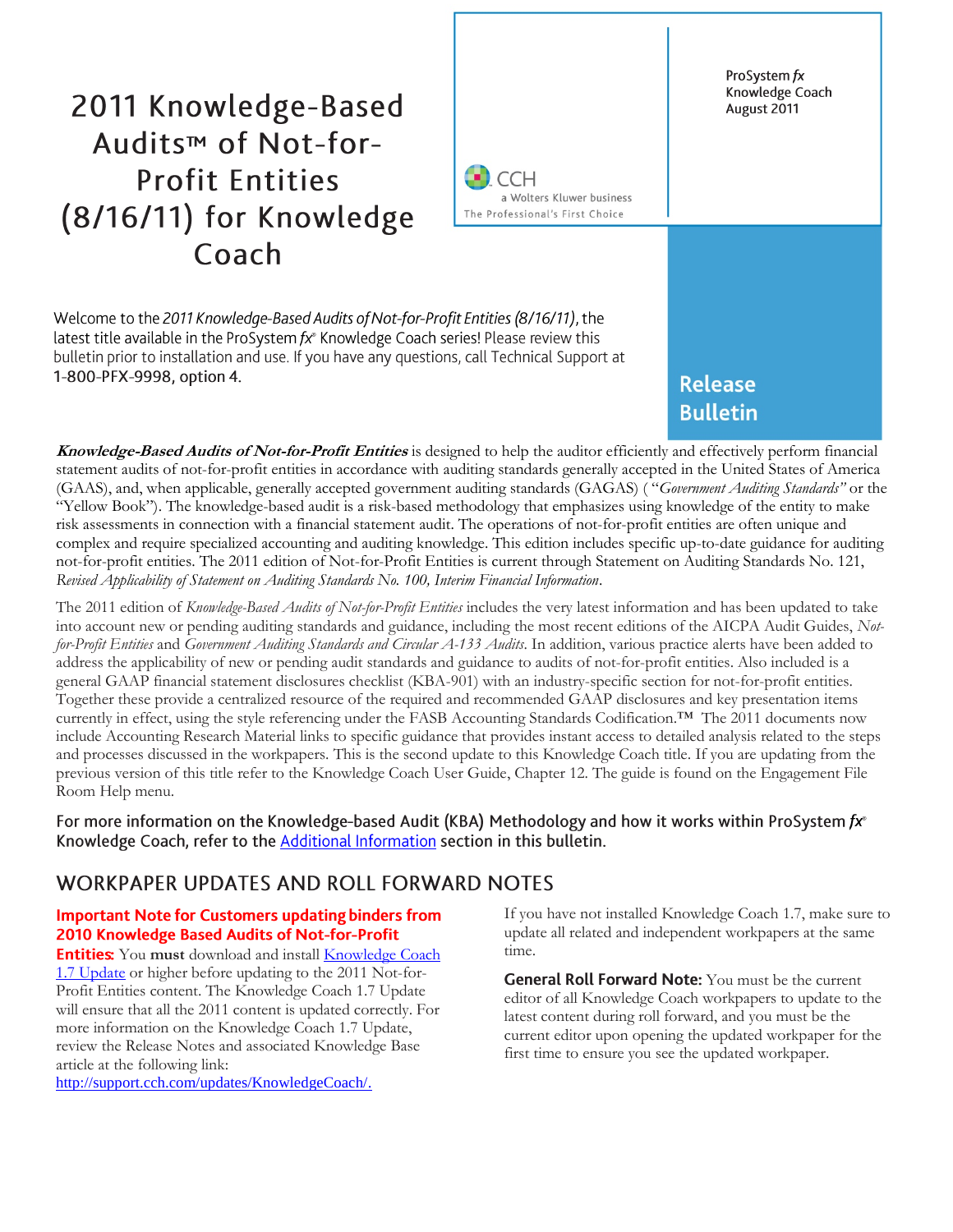# 2011 Knowledge-Based Audits™ of Not-for-Profit Entities (8/16/11) for Knowledge Coach

ProSystem *fx* Knowledge Coach
August 2011

CCH
a Wolters Kluwer business
The Professional's First Choice

**Release Bulletin**

Welcome to the *2011 Knowledge-Based Audits of Not-for-Profit Entities (8/16/11)*, the latest title available in the ProSystem *fx*® Knowledge Coach series! Please review this bulletin prior to installation and use. If you have any questions, call Technical Support at 1-800-PFX-9998, option 4.

***Knowledge-Based Audits of Not-for-Profit Entities*** is designed to help the auditor efficiently and effectively perform financial statement audits of not-for-profit entities in accordance with auditing standards generally accepted in the United States of America (GAAS), and, when applicable, generally accepted government auditing standards (GAGAS) ( "*Government Auditing Standards"* or the "Yellow Book"). The knowledge-based audit is a risk-based methodology that emphasizes using knowledge of the entity to make risk assessments in connection with a financial statement audit. The operations of not-for-profit entities are often unique and complex and require specialized accounting and auditing knowledge. This edition includes specific up-to-date guidance for auditing not-for-profit entities. The 2011 edition of Not-for-Profit Entities is current through Statement on Auditing Standards No. 121, *Revised Applicability of Statement on Auditing Standards No. 100, Interim Financial Information*.

The 2011 edition of *Knowledge-Based Audits of Not-for-Profit Entities* includes the very latest information and has been updated to take into account new or pending auditing standards and guidance, including the most recent editions of the AICPA Audit Guides, *Not-for-Profit Entities* and *Government Auditing Standards and Circular A-133 Audits*. In addition, various practice alerts have been added to address the applicability of new or pending audit standards and guidance to audits of not-for-profit entities. Also included is a general GAAP financial statement disclosures checklist (KBA-901) with an industry-specific section for not-for-profit entities. Together these provide a centralized resource of the required and recommended GAAP disclosures and key presentation items currently in effect, using the style referencing under the FASB Accounting Standards Codification.™ The 2011 documents now include Accounting Research Material links to specific guidance that provides instant access to detailed analysis related to the steps and processes discussed in the workpapers. This is the second update to this Knowledge Coach title. If you are updating from the previous version of this title refer to the Knowledge Coach User Guide, Chapter 12. The guide is found on the Engagement File Room Help menu.

For more information on the Knowledge-based Audit (KBA) Methodology and how it works within ProSystem *fx*® Knowledge Coach, refer to the [Additional Information](#) section in this bulletin.

## WORKPAPER UPDATES AND ROLL FORWARD NOTES

**Important Note for Customers updating binders from 2010 Knowledge Based Audits of Not-for-Profit Entities:** You **must** download and install [Knowledge Coach 1.7 Update](#) or higher before updating to the 2011 Not-for-Profit Entities content. The Knowledge Coach 1.7 Update will ensure that all the 2011 content is updated correctly. For more information on the Knowledge Coach 1.7 Update, review the Release Notes and associated Knowledge Base article at the following link: [http://support.cch.com/updates/KnowledgeCoach/.](http://support.cch.com/updates/KnowledgeCoach/)

If you have not installed Knowledge Coach 1.7, make sure to update all related and independent workpapers at the same time.

**General Roll Forward Note:** You must be the current editor of all Knowledge Coach workpapers to update to the latest content during roll forward, and you must be the current editor upon opening the updated workpaper for the first time to ensure you see the updated workpaper.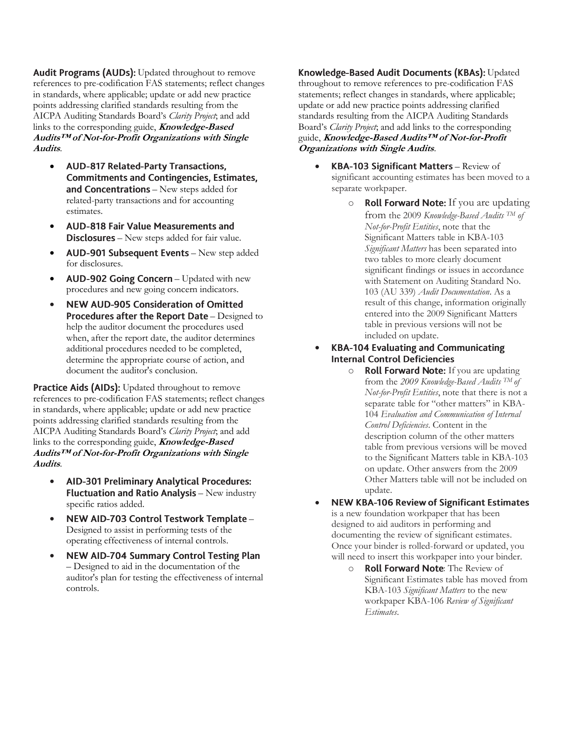**Audit Programs (AUDs):** Updated throughout to remove references to pre-codification FAS statements; reflect changes in standards, where applicable; update or add new practice points addressing clarified standards resulting from the AICPA Auditing Standards Board's *Clarity Project*; and add links to the corresponding guide, ***Knowledge-Based Audits™ of Not-for-Profit Organizations with Single Audits***.

- **AUD-817 Related-Party Transactions, Commitments and Contingencies, Estimates, and Concentrations** – New steps added for related-party transactions and for accounting estimates.
- **AUD-818 Fair Value Measurements and Disclosures** – New steps added for fair value.
- **AUD-901 Subsequent Events** – New step added for disclosures.
- **AUD-902 Going Concern** – Updated with new procedures and new going concern indicators.
- **NEW AUD-905 Consideration of Omitted Procedures after the Report Date** – Designed to help the auditor document the procedures used when, after the report date, the auditor determines additional procedures needed to be completed, determine the appropriate course of action, and document the auditor's conclusion.

**Practice Aids (AIDs):** Updated throughout to remove references to pre-codification FAS statements; reflect changes in standards, where applicable; update or add new practice points addressing clarified standards resulting from the AICPA Auditing Standards Board's *Clarity Project*; and add links to the corresponding guide, ***Knowledge-Based Audits™ of Not-for-Profit Organizations with Single Audits***.

- **AID-301 Preliminary Analytical Procedures: Fluctuation and Ratio Analysis** – New industry specific ratios added.
- **NEW AID-703 Control Testwork Template** – Designed to assist in performing tests of the operating effectiveness of internal controls.
- **NEW AID-704 Summary Control Testing Plan** – Designed to aid in the documentation of the auditor's plan for testing the effectiveness of internal controls.

**Knowledge-Based Audit Documents (KBAs):** Updated throughout to remove references to pre-codification FAS statements; reflect changes in standards, where applicable; update or add new practice points addressing clarified standards resulting from the AICPA Auditing Standards Board's *Clarity Project*; and add links to the corresponding guide, ***Knowledge-Based Audits™ of Not-for-Profit Organizations with Single Audits***.

- **KBA-103 Significant Matters** – Review of significant accounting estimates has been moved to a separate workpaper.
  - **Roll Forward Note:** If you are updating from the 2009 *Knowledge-Based Audits ™ of Not-for-Profit Entities*, note that the Significant Matters table in KBA-103 *Significant Matters* has been separated into two tables to more clearly document significant findings or issues in accordance with Statement on Auditing Standard No. 103 (AU 339) *Audit Documentation*. As a result of this change, information originally entered into the 2009 Significant Matters table in previous versions will not be included on update.
- **KBA-104 Evaluating and Communicating Internal Control Deficiencies**
  - **Roll Forward Note:** If you are updating from the *2009 Knowledge-Based Audits ™ of Not-for-Profit Entities*, note that there is not a separate table for "other matters" in KBA-104 *Evaluation and Communication of Internal Control Deficiencies*. Content in the description column of the other matters table from previous versions will be moved to the Significant Matters table in KBA-103 on update. Other answers from the 2009 Other Matters table will not be included on update.
- **NEW KBA-106 Review of Significant Estimates** is a new foundation workpaper that has been designed to aid auditors in performing and documenting the review of significant estimates. Once your binder is rolled-forward or updated, you will need to insert this workpaper into your binder.
  - **Roll Forward Note**: The Review of Significant Estimates table has moved from KBA-103 *Significant Matters* to the new workpaper KBA-106 *Review of Significant Estimates*.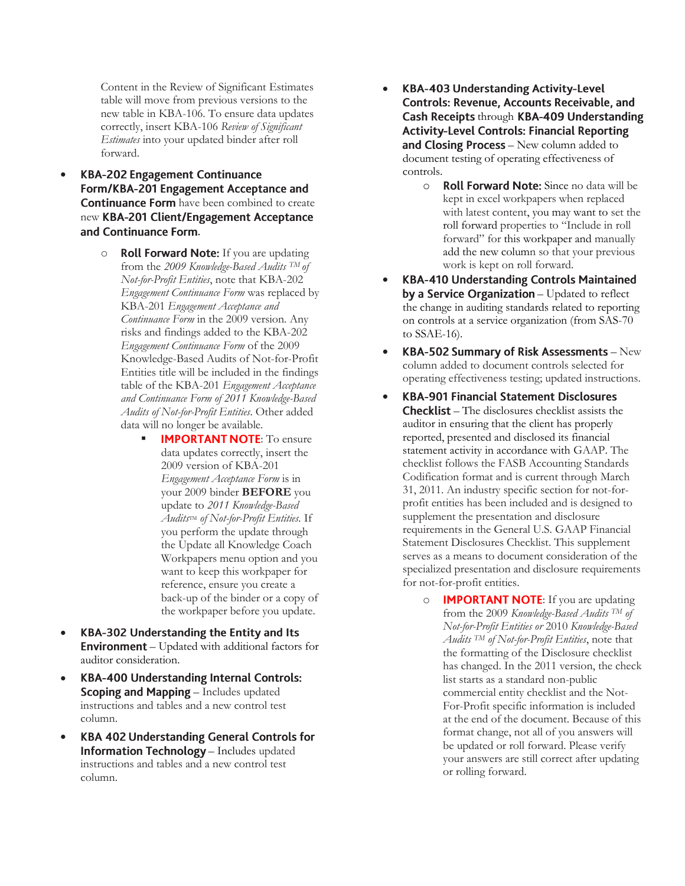Content in the Review of Significant Estimates table will move from previous versions to the new table in KBA-106. To ensure data updates correctly, insert KBA-106 *Review of Significant Estimates* into your updated binder after roll forward.

- **KBA-202 Engagement Continuance Form/KBA-201 Engagement Acceptance and Continuance Form** have been combined to create new **KBA-201 Client/Engagement Acceptance and Continuance Form**.
  - **Roll Forward Note:** If you are updating from the *2009 Knowledge-Based Audits* ™ *of Not-for-Profit Entities*, note that KBA-202 *Engagement Continuance Form* was replaced by KBA-201 *Engagement Acceptance and Continuance Form* in the 2009 version. Any risks and findings added to the KBA-202 *Engagement Continuance Form* of the 2009 Knowledge-Based Audits of Not-for-Profit Entities title will be included in the findings table of the KBA-201 *Engagement Acceptance and Continuance Form of 2011 Knowledge-Based Audits of Not-for-Profit Entities*. Other added data will no longer be available.
    - **IMPORTANT NOTE**: To ensure data updates correctly, insert the 2009 version of KBA-201 *Engagement Acceptance Form* is in your 2009 binder **BEFORE** you update to *2011 Knowledge-Based Audits*™ *of Not-for-Profit Entities*. If you perform the update through the Update all Knowledge Coach Workpapers menu option and you want to keep this workpaper for reference, ensure you create a back-up of the binder or a copy of the workpaper before you update.
- **KBA-302 Understanding the Entity and Its Environment** – Updated with additional factors for auditor consideration.
- **KBA-400 Understanding Internal Controls: Scoping and Mapping** – Includes updated instructions and tables and a new control test column.
- **KBA 402 Understanding General Controls for Information Technology** – Includes updated instructions and tables and a new control test column.
- **KBA-403 Understanding Activity-Level Controls: Revenue, Accounts Receivable, and Cash Receipts** through **KBA-409 Understanding Activity-Level Controls: Financial Reporting and Closing Process** – New column added to document testing of operating effectiveness of controls.
  - **Roll Forward Note:** Since no data will be kept in excel workpapers when replaced with latest content, you may want to set the roll forward properties to "Include in roll forward" for this workpaper and manually add the new column so that your previous work is kept on roll forward.
- **KBA-410 Understanding Controls Maintained by a Service Organization** – Updated to reflect the change in auditing standards related to reporting on controls at a service organization (from SAS-70 to SSAE-16).
- **KBA-502 Summary of Risk Assessments** – New column added to document controls selected for operating effectiveness testing; updated instructions.
- **KBA-901 Financial Statement Disclosures Checklist** – The disclosures checklist assists the auditor in ensuring that the client has properly reported, presented and disclosed its financial statement activity in accordance with GAAP. The checklist follows the FASB Accounting Standards Codification format and is current through March 31, 2011. An industry specific section for not-for-profit entities has been included and is designed to supplement the presentation and disclosure requirements in the General U.S. GAAP Financial Statement Disclosures Checklist. This supplement serves as a means to document consideration of the specialized presentation and disclosure requirements for not-for-profit entities.
  - **IMPORTANT NOTE**: If you are updating from the 2009 *Knowledge-Based Audits* ™ *of Not-for-Profit Entities or* 2010 *Knowledge-Based Audits* ™ *of Not-for-Profit Entities*, note that the formatting of the Disclosure checklist has changed. In the 2011 version, the check list starts as a standard non-public commercial entity checklist and the Not-For-Profit specific information is included at the end of the document. Because of this format change, not all of you answers will be updated or roll forward. Please verify your answers are still correct after updating or rolling forward.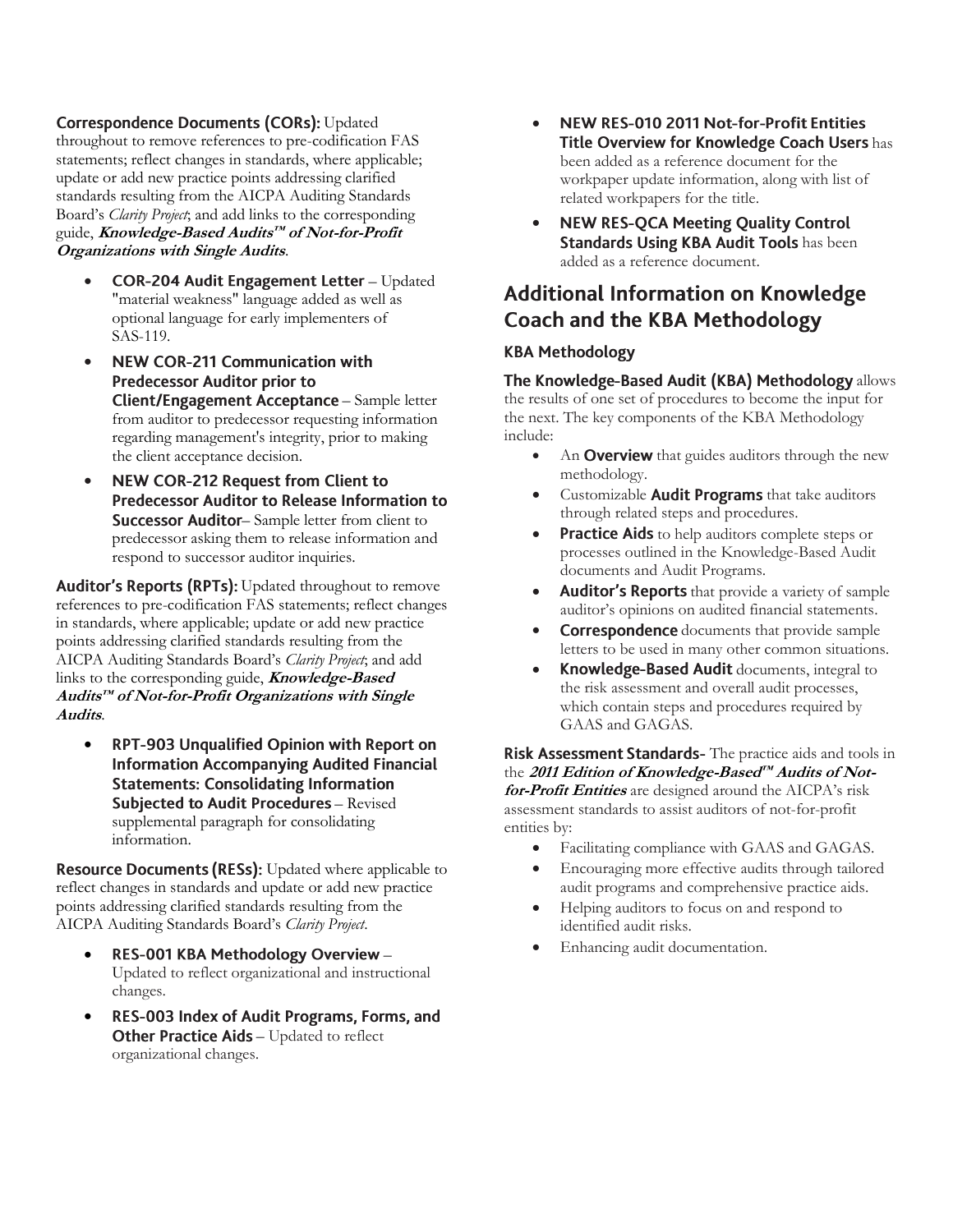**Correspondence Documents (CORs):** Updated throughout to remove references to pre-codification FAS statements; reflect changes in standards, where applicable; update or add new practice points addressing clarified standards resulting from the AICPA Auditing Standards Board's *Clarity Project*; and add links to the corresponding guide, ***Knowledge-Based Audits™ of Not-for-Profit Organizations with Single Audits***.

- **COR-204 Audit Engagement Letter** – Updated "material weakness" language added as well as optional language for early implementers of SAS-119.
- **NEW COR-211 Communication with Predecessor Auditor prior to Client/Engagement Acceptance** – Sample letter from auditor to predecessor requesting information regarding management's integrity, prior to making the client acceptance decision.
- **NEW COR-212 Request from Client to Predecessor Auditor to Release Information to Successor Auditor**– Sample letter from client to predecessor asking them to release information and respond to successor auditor inquiries.

**Auditor's Reports (RPTs):** Updated throughout to remove references to pre-codification FAS statements; reflect changes in standards, where applicable; update or add new practice points addressing clarified standards resulting from the AICPA Auditing Standards Board's *Clarity Project*; and add links to the corresponding guide, ***Knowledge-Based Audits™ of Not-for-Profit Organizations with Single Audits***.

- **RPT-903 Unqualified Opinion with Report on Information Accompanying Audited Financial Statements: Consolidating Information Subjected to Audit Procedures** – Revised supplemental paragraph for consolidating information.

**Resource Documents (RESs):** Updated where applicable to reflect changes in standards and update or add new practice points addressing clarified standards resulting from the AICPA Auditing Standards Board's *Clarity Project*.

- **RES-001 KBA Methodology Overview** – Updated to reflect organizational and instructional changes.
- **RES-003 Index of Audit Programs, Forms, and Other Practice Aids** – Updated to reflect organizational changes.
- **NEW RES-010 2011 Not-for-Profit Entities Title Overview for Knowledge Coach Users** has been added as a reference document for the workpaper update information, along with list of related workpapers for the title.
- **NEW RES-QCA Meeting Quality Control Standards Using KBA Audit Tools** has been added as a reference document.

## Additional Information on Knowledge Coach and the KBA Methodology

### KBA Methodology

**The Knowledge-Based Audit (KBA) Methodology** allows the results of one set of procedures to become the input for the next. The key components of the KBA Methodology include:

- An **Overview** that guides auditors through the new methodology.
- Customizable **Audit Programs** that take auditors through related steps and procedures.
- **Practice Aids** to help auditors complete steps or processes outlined in the Knowledge-Based Audit documents and Audit Programs.
- **Auditor's Reports** that provide a variety of sample auditor's opinions on audited financial statements.
- **Correspondence** documents that provide sample letters to be used in many other common situations.
- **Knowledge-Based Audit** documents, integral to the risk assessment and overall audit processes, which contain steps and procedures required by GAAS and GAGAS.

**Risk Assessment Standards-** The practice aids and tools in the ***2011 Edition of Knowledge-Based™ Audits of Not-for-Profit Entities*** are designed around the AICPA's risk assessment standards to assist auditors of not-for-profit entities by:

- Facilitating compliance with GAAS and GAGAS.
- Encouraging more effective audits through tailored audit programs and comprehensive practice aids.
- Helping auditors to focus on and respond to identified audit risks.
- Enhancing audit documentation.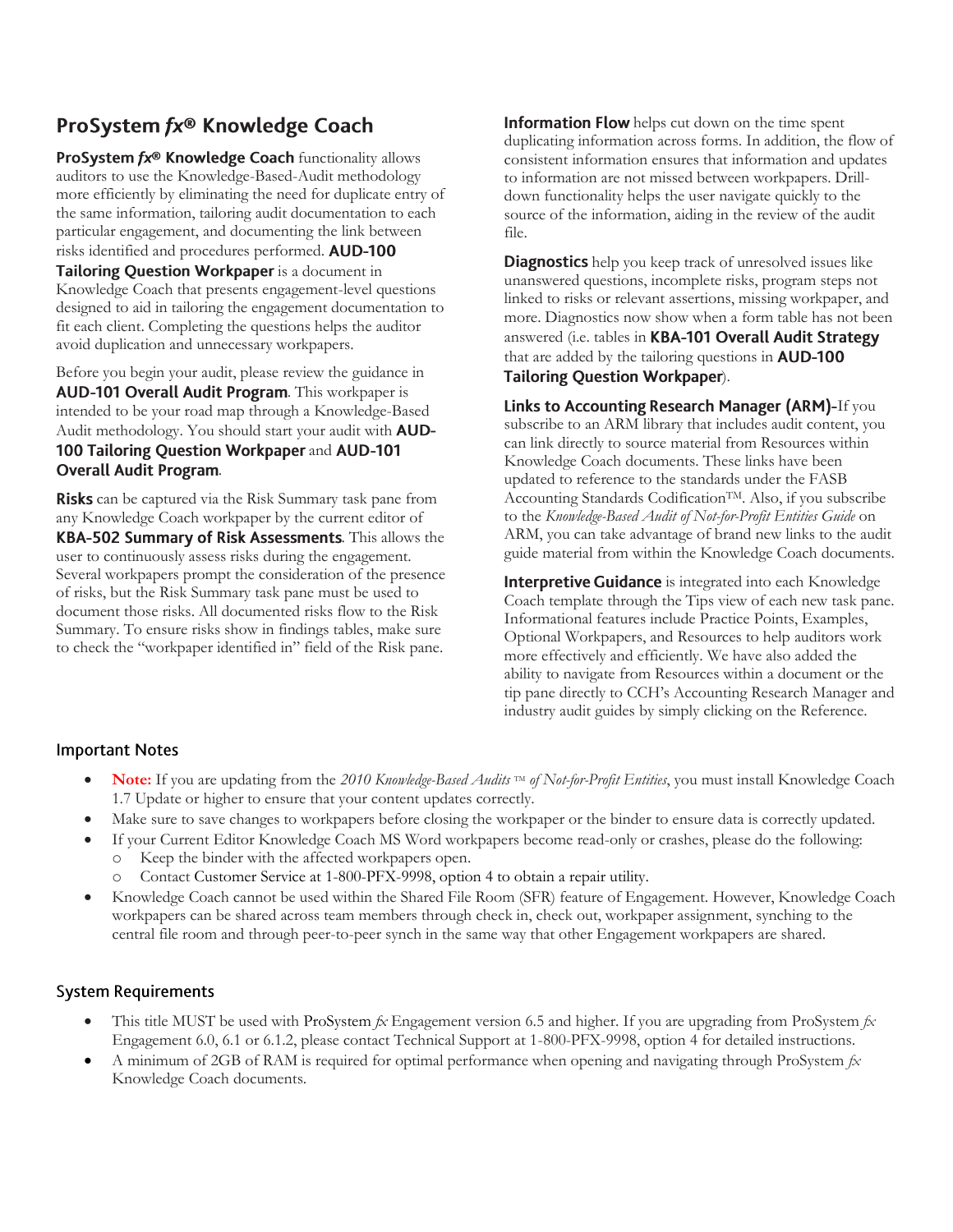## ProSystem *fx*® Knowledge Coach

**ProSystem *fx*® Knowledge Coach** functionality allows auditors to use the Knowledge-Based-Audit methodology more efficiently by eliminating the need for duplicate entry of the same information, tailoring audit documentation to each particular engagement, and documenting the link between risks identified and procedures performed. **AUD-100 Tailoring Question Workpaper** is a document in Knowledge Coach that presents engagement-level questions designed to aid in tailoring the engagement documentation to fit each client. Completing the questions helps the auditor avoid duplication and unnecessary workpapers.

Before you begin your audit, please review the guidance in **AUD-101 Overall Audit Program**. This workpaper is intended to be your road map through a Knowledge-Based Audit methodology. You should start your audit with **AUD-100 Tailoring Question Workpaper** and **AUD-101 Overall Audit Program**.

**Risks** can be captured via the Risk Summary task pane from any Knowledge Coach workpaper by the current editor of **KBA-502 Summary of Risk Assessments**. This allows the user to continuously assess risks during the engagement. Several workpapers prompt the consideration of the presence of risks, but the Risk Summary task pane must be used to document those risks. All documented risks flow to the Risk Summary. To ensure risks show in findings tables, make sure to check the "workpaper identified in" field of the Risk pane.

**Information Flow** helps cut down on the time spent duplicating information across forms. In addition, the flow of consistent information ensures that information and updates to information are not missed between workpapers. Drill-down functionality helps the user navigate quickly to the source of the information, aiding in the review of the audit file.

**Diagnostics** help you keep track of unresolved issues like unanswered questions, incomplete risks, program steps not linked to risks or relevant assertions, missing workpaper, and more. Diagnostics now show when a form table has not been answered (i.e. tables in **KBA-101 Overall Audit Strategy** that are added by the tailoring questions in **AUD-100 Tailoring Question Workpaper**).

**Links to Accounting Research Manager (ARM)-**If you subscribe to an ARM library that includes audit content, you can link directly to source material from Resources within Knowledge Coach documents. These links have been updated to reference to the standards under the FASB Accounting Standards Codification™. Also, if you subscribe to the *Knowledge-Based Audit of Not-for-Profit Entities Guide* on ARM, you can take advantage of brand new links to the audit guide material from within the Knowledge Coach documents.

**Interpretive Guidance** is integrated into each Knowledge Coach template through the Tips view of each new task pane. Informational features include Practice Points, Examples, Optional Workpapers, and Resources to help auditors work more effectively and efficiently. We have also added the ability to navigate from Resources within a document or the tip pane directly to CCH's Accounting Research Manager and industry audit guides by simply clicking on the Reference.

### Important Notes

- **Note:** If you are updating from the *2010 Knowledge-Based Audits ™ of Not-for-Profit Entities*, you must install Knowledge Coach 1.7 Update or higher to ensure that your content updates correctly.
- Make sure to save changes to workpapers before closing the workpaper or the binder to ensure data is correctly updated.
- If your Current Editor Knowledge Coach MS Word workpapers become read-only or crashes, please do the following:
  - Keep the binder with the affected workpapers open.
  - Contact Customer Service at 1-800-PFX-9998, option 4 to obtain a repair utility.
- Knowledge Coach cannot be used within the Shared File Room (SFR) feature of Engagement. However, Knowledge Coach workpapers can be shared across team members through check in, check out, workpaper assignment, synching to the central file room and through peer-to-peer synch in the same way that other Engagement workpapers are shared.

### System Requirements

- This title MUST be used with ProSystem *fx* Engagement version 6.5 and higher. If you are upgrading from ProSystem *fx* Engagement 6.0, 6.1 or 6.1.2, please contact Technical Support at 1-800-PFX-9998, option 4 for detailed instructions.
- A minimum of 2GB of RAM is required for optimal performance when opening and navigating through ProSystem *fx* Knowledge Coach documents.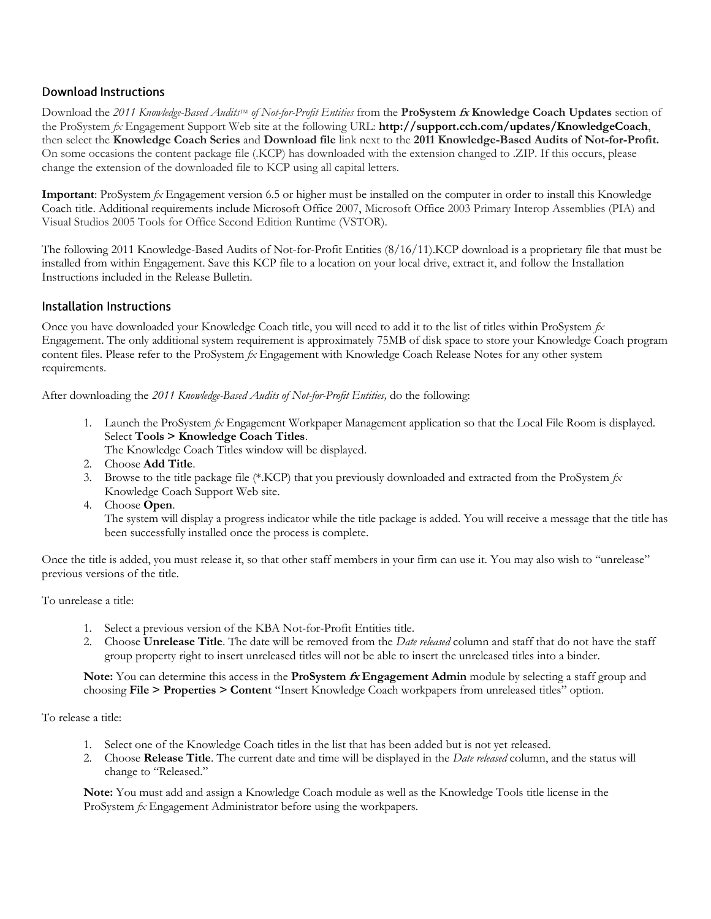## Download Instructions

Download the *2011 Knowledge-Based Audits™ of Not-for-Profit Entities* from the **ProSystem *fx* Knowledge Coach Updates** section of the ProSystem *fx* Engagement Support Web site at the following URL: **http://support.cch.com/updates/KnowledgeCoach**, then select the **Knowledge Coach Series** and **Download file** link next to the **2011 Knowledge-Based Audits of Not-for-Profit.** On some occasions the content package file (.KCP) has downloaded with the extension changed to .ZIP. If this occurs, please change the extension of the downloaded file to KCP using all capital letters.

**Important**: ProSystem *fx* Engagement version 6.5 or higher must be installed on the computer in order to install this Knowledge Coach title. Additional requirements include Microsoft Office 2007, Microsoft Office 2003 Primary Interop Assemblies (PIA) and Visual Studios 2005 Tools for Office Second Edition Runtime (VSTOR).

The following 2011 Knowledge-Based Audits of Not-for-Profit Entities (8/16/11).KCP download is a proprietary file that must be installed from within Engagement. Save this KCP file to a location on your local drive, extract it, and follow the Installation Instructions included in the Release Bulletin.

## Installation Instructions

Once you have downloaded your Knowledge Coach title, you will need to add it to the list of titles within ProSystem *fx* Engagement. The only additional system requirement is approximately 75MB of disk space to store your Knowledge Coach program content files. Please refer to the ProSystem *fx* Engagement with Knowledge Coach Release Notes for any other system requirements.

After downloading the *2011 Knowledge-Based Audits of Not-for-Profit Entities,* do the following:

1. Launch the ProSystem *fx* Engagement Workpaper Management application so that the Local File Room is displayed. Select **Tools > Knowledge Coach Titles**.
   The Knowledge Coach Titles window will be displayed.
2. Choose **Add Title**.
3. Browse to the title package file (*.KCP) that you previously downloaded and extracted from the ProSystem *fx* Knowledge Coach Support Web site.
4. Choose **Open**.
   The system will display a progress indicator while the title package is added. You will receive a message that the title has been successfully installed once the process is complete.

Once the title is added, you must release it, so that other staff members in your firm can use it. You may also wish to "unrelease" previous versions of the title.

To unrelease a title:

1. Select a previous version of the KBA Not-for-Profit Entities title.
2. Choose **Unrelease Title**. The date will be removed from the *Date released* column and staff that do not have the staff group property right to insert unreleased titles will not be able to insert the unreleased titles into a binder.

   **Note:** You can determine this access in the **ProSystem *fx* Engagement Admin** module by selecting a staff group and choosing **File > Properties > Content** "Insert Knowledge Coach workpapers from unreleased titles" option.

To release a title:

1. Select one of the Knowledge Coach titles in the list that has been added but is not yet released.
2. Choose **Release Title**. The current date and time will be displayed in the *Date released* column, and the status will change to "Released."

   **Note:** You must add and assign a Knowledge Coach module as well as the Knowledge Tools title license in the ProSystem *fx* Engagement Administrator before using the workpapers.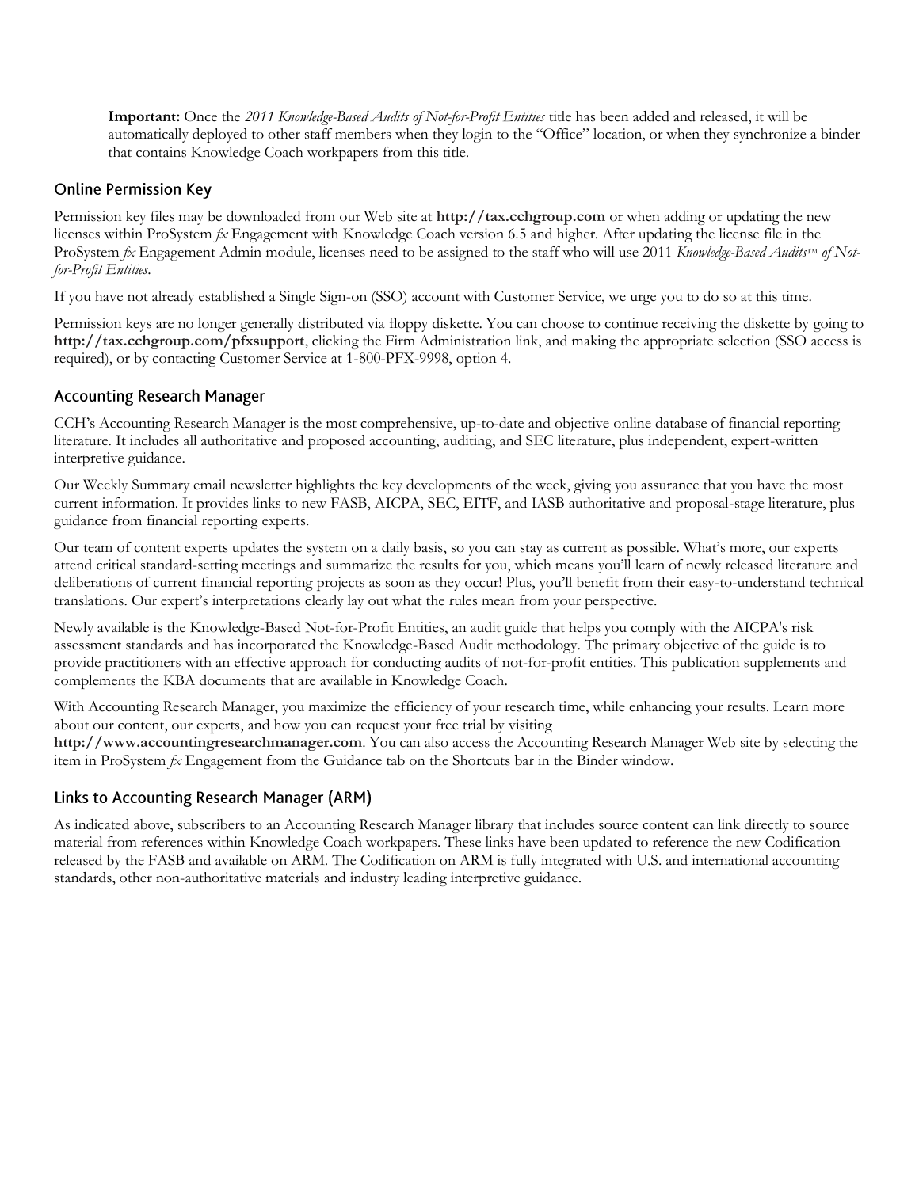**Important:** Once the *2011 Knowledge-Based Audits of Not-for-Profit Entities* title has been added and released, it will be automatically deployed to other staff members when they login to the "Office" location, or when they synchronize a binder that contains Knowledge Coach workpapers from this title.

## Online Permission Key

Permission key files may be downloaded from our Web site at **http://tax.cchgroup.com** or when adding or updating the new licenses within ProSystem *fx* Engagement with Knowledge Coach version 6.5 and higher. After updating the license file in the ProSystem *fx* Engagement Admin module, licenses need to be assigned to the staff who will use 2011 *Knowledge-Based Audits™ of Not-for-Profit Entities*.

If you have not already established a Single Sign-on (SSO) account with Customer Service, we urge you to do so at this time.

Permission keys are no longer generally distributed via floppy diskette. You can choose to continue receiving the diskette by going to **http://tax.cchgroup.com/pfxsupport**, clicking the Firm Administration link, and making the appropriate selection (SSO access is required), or by contacting Customer Service at 1-800-PFX-9998, option 4.

## Accounting Research Manager

CCH's Accounting Research Manager is the most comprehensive, up-to-date and objective online database of financial reporting literature. It includes all authoritative and proposed accounting, auditing, and SEC literature, plus independent, expert-written interpretive guidance.

Our Weekly Summary email newsletter highlights the key developments of the week, giving you assurance that you have the most current information. It provides links to new FASB, AICPA, SEC, EITF, and IASB authoritative and proposal-stage literature, plus guidance from financial reporting experts.

Our team of content experts updates the system on a daily basis, so you can stay as current as possible. What's more, our experts attend critical standard-setting meetings and summarize the results for you, which means you'll learn of newly released literature and deliberations of current financial reporting projects as soon as they occur! Plus, you'll benefit from their easy-to-understand technical translations. Our expert's interpretations clearly lay out what the rules mean from your perspective.

Newly available is the Knowledge-Based Not-for-Profit Entities, an audit guide that helps you comply with the AICPA's risk assessment standards and has incorporated the Knowledge-Based Audit methodology. The primary objective of the guide is to provide practitioners with an effective approach for conducting audits of not-for-profit entities. This publication supplements and complements the KBA documents that are available in Knowledge Coach.

With Accounting Research Manager, you maximize the efficiency of your research time, while enhancing your results. Learn more about our content, our experts, and how you can request your free trial by visiting **http://www.accountingresearchmanager.com**. You can also access the Accounting Research Manager Web site by selecting the item in ProSystem *fx* Engagement from the Guidance tab on the Shortcuts bar in the Binder window.

## Links to Accounting Research Manager (ARM)

As indicated above, subscribers to an Accounting Research Manager library that includes source content can link directly to source material from references within Knowledge Coach workpapers. These links have been updated to reference the new Codification released by the FASB and available on ARM. The Codification on ARM is fully integrated with U.S. and international accounting standards, other non-authoritative materials and industry leading interpretive guidance.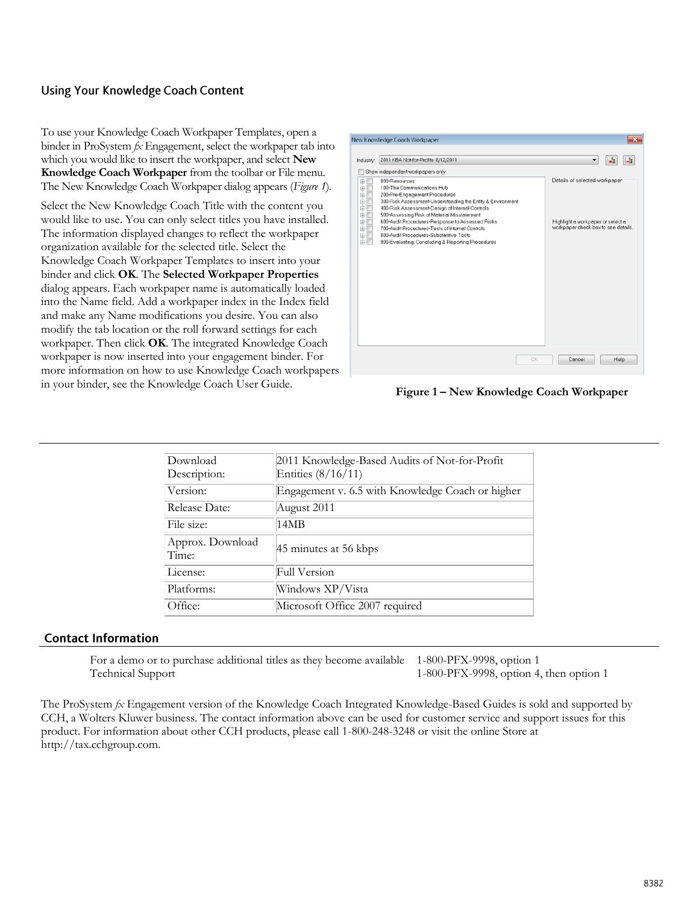## Using Your Knowledge Coach Content

To use your Knowledge Coach Workpaper Templates, open a binder in ProSystem *fx* Engagement, select the workpaper tab into which you would like to insert the workpaper, and select **New Knowledge Coach Workpaper** from the toolbar or File menu. The New Knowledge Coach Workpaper dialog appears (*Figure 1*).

Select the New Knowledge Coach Title with the content you would like to use. You can only select titles you have installed. The information displayed changes to reflect the workpaper organization available for the selected title. Select the Knowledge Coach Workpaper Templates to insert into your binder and click **OK**. The **Selected Workpaper Properties** dialog appears. Each workpaper name is automatically loaded into the Name field. Add a workpaper index in the Index field and make any Name modifications you desire. You can also modify the tab location or the roll forward settings for each workpaper. Then click **OK**. The integrated Knowledge Coach workpaper is now inserted into your engagement binder. For more information on how to use Knowledge Coach workpapers in your binder, see the Knowledge Coach User Guide.

**Figure 1 – New Knowledge Coach Workpaper**

| | |
|---|---|
| Download Description: | 2011 Knowledge-Based Audits of Not-for-Profit Entities (8/16/11) |
| Version: | Engagement v. 6.5 with Knowledge Coach or higher |
| Release Date: | August 2011 |
| File size: | 14MB |
| Approx. Download Time: | 45 minutes at 56 kbps |
| License: | Full Version |
| Platforms: | Windows XP/Vista |
| Office: | Microsoft Office 2007 required |

## Contact Information

| | |
|---|---|
| For a demo or to purchase additional titles as they become available | 1-800-PFX-9998, option 1 |
| Technical Support | 1-800-PFX-9998, option 4, then option 1 |

The ProSystem *fx* Engagement version of the Knowledge Coach Integrated Knowledge-Based Guides is sold and supported by CCH, a Wolters Kluwer business. The contact information above can be used for customer service and support issues for this product. For information about other CCH products, please call 1-800-248-3248 or visit the online Store at http://tax.cchgroup.com.